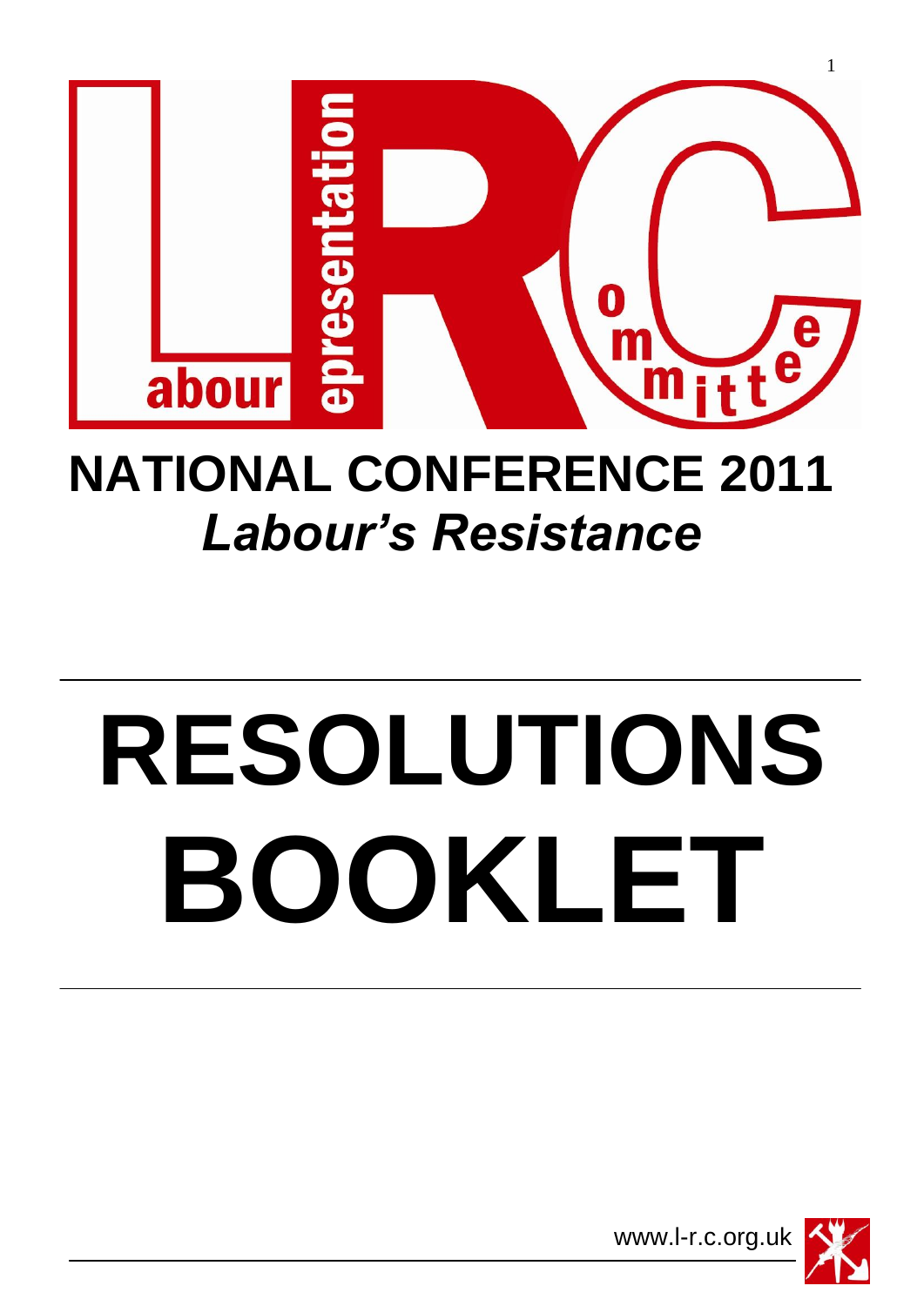Labour Representation Committee

# NATIONAL CONFERENCE 2011

## *Labour's Resistance*

# RESOLUTIONS BOOKLET

www.l-r.c.org.uk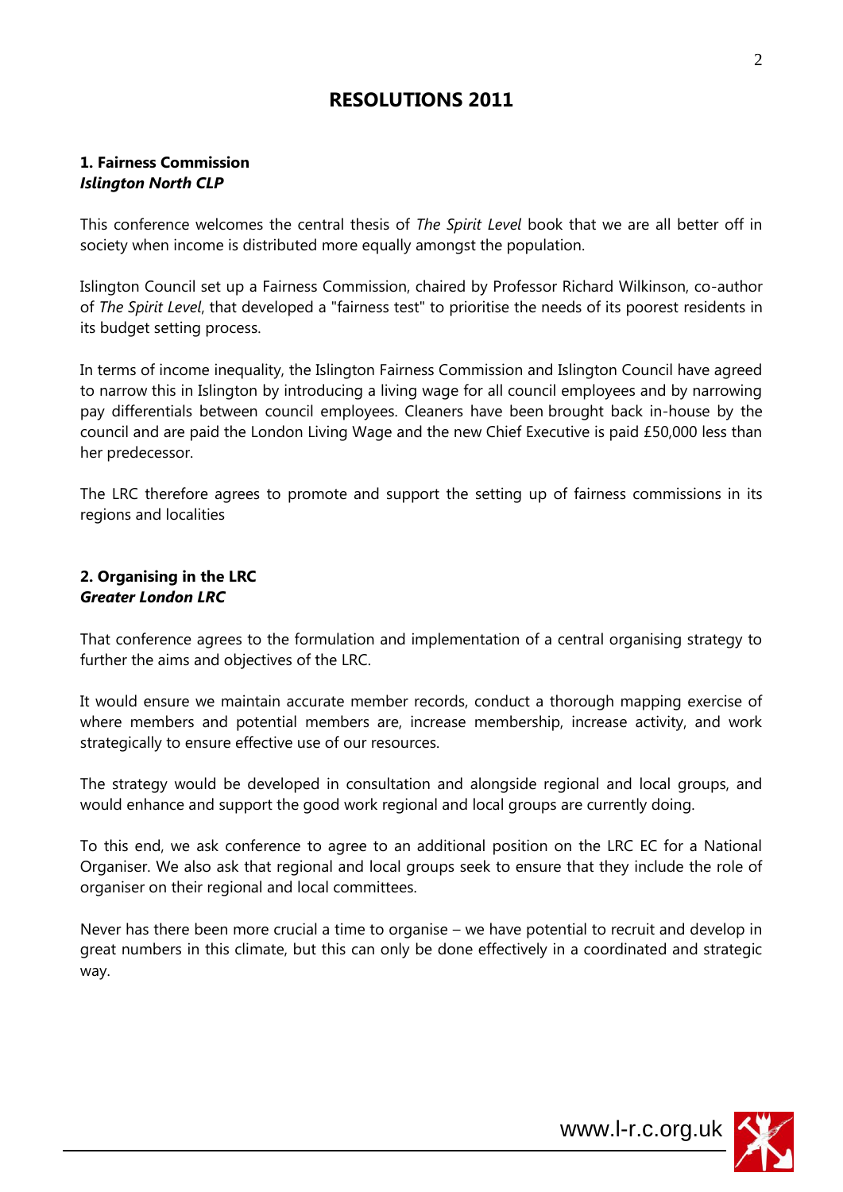# RESOLUTIONS 2011

### 1. Fairness Commission
***Islington North CLP***

This conference welcomes the central thesis of *The Spirit Level* book that we are all better off in society when income is distributed more equally amongst the population.

Islington Council set up a Fairness Commission, chaired by Professor Richard Wilkinson, co-author of *The Spirit Level*, that developed a "fairness test" to prioritise the needs of its poorest residents in its budget setting process.

In terms of income inequality, the Islington Fairness Commission and Islington Council have agreed to narrow this in Islington by introducing a living wage for all council employees and by narrowing pay differentials between council employees. Cleaners have been brought back in-house by the council and are paid the London Living Wage and the new Chief Executive is paid £50,000 less than her predecessor.

The LRC therefore agrees to promote and support the setting up of fairness commissions in its regions and localities

### 2. Organising in the LRC
***Greater London LRC***

That conference agrees to the formulation and implementation of a central organising strategy to further the aims and objectives of the LRC.

It would ensure we maintain accurate member records, conduct a thorough mapping exercise of where members and potential members are, increase membership, increase activity, and work strategically to ensure effective use of our resources.

The strategy would be developed in consultation and alongside regional and local groups, and would enhance and support the good work regional and local groups are currently doing.

To this end, we ask conference to agree to an additional position on the LRC EC for a National Organiser. We also ask that regional and local groups seek to ensure that they include the role of organiser on their regional and local committees.

Never has there been more crucial a time to organise – we have potential to recruit and develop in great numbers in this climate, but this can only be done effectively in a coordinated and strategic way.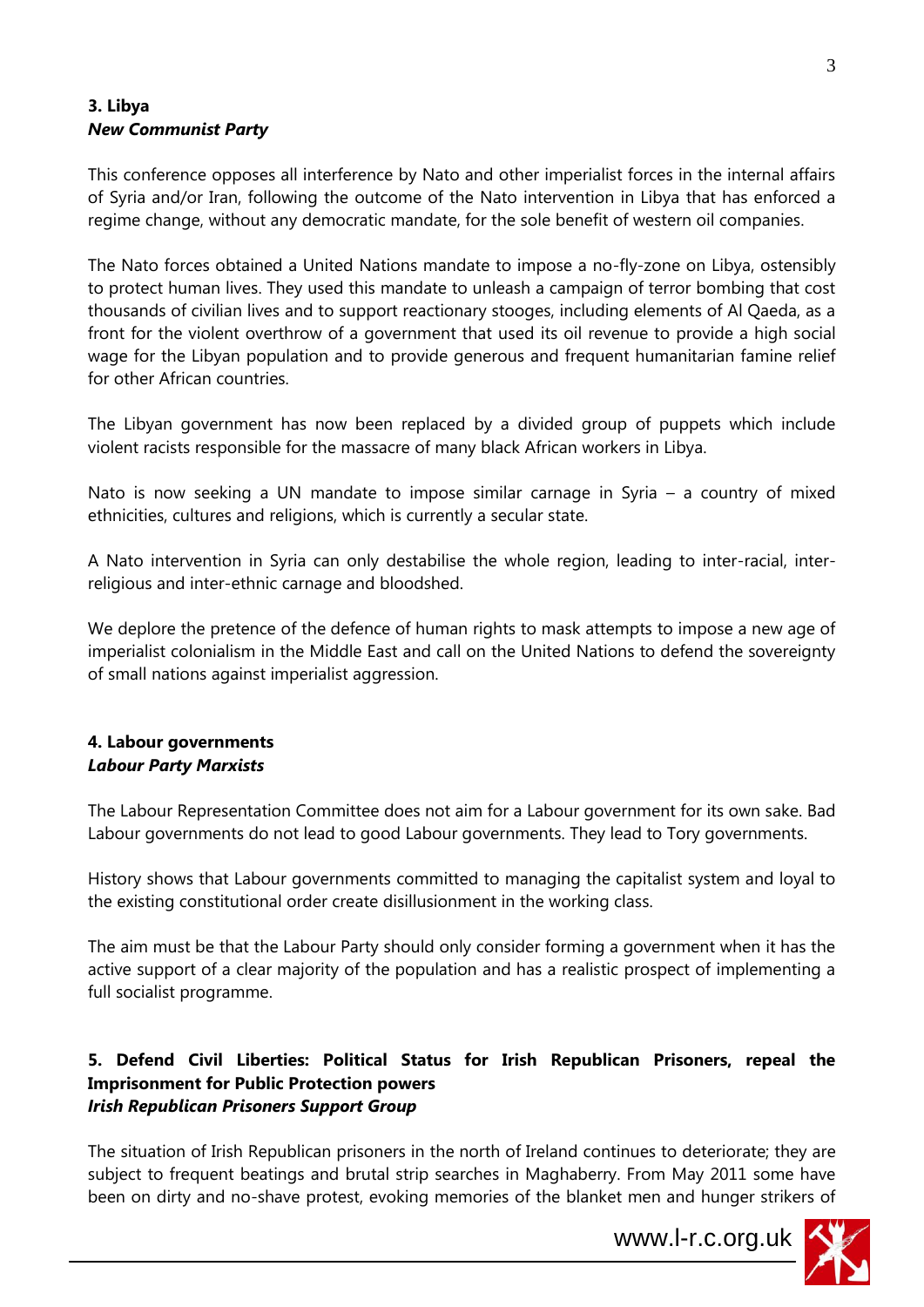### 3. Libya
***New Communist Party***

This conference opposes all interference by Nato and other imperialist forces in the internal affairs of Syria and/or Iran, following the outcome of the Nato intervention in Libya that has enforced a regime change, without any democratic mandate, for the sole benefit of western oil companies.

The Nato forces obtained a United Nations mandate to impose a no-fly-zone on Libya, ostensibly to protect human lives. They used this mandate to unleash a campaign of terror bombing that cost thousands of civilian lives and to support reactionary stooges, including elements of Al Qaeda, as a front for the violent overthrow of a government that used its oil revenue to provide a high social wage for the Libyan population and to provide generous and frequent humanitarian famine relief for other African countries.

The Libyan government has now been replaced by a divided group of puppets which include violent racists responsible for the massacre of many black African workers in Libya.

Nato is now seeking a UN mandate to impose similar carnage in Syria – a country of mixed ethnicities, cultures and religions, which is currently a secular state.

A Nato intervention in Syria can only destabilise the whole region, leading to inter-racial, inter-religious and inter-ethnic carnage and bloodshed.

We deplore the pretence of the defence of human rights to mask attempts to impose a new age of imperialist colonialism in the Middle East and call on the United Nations to defend the sovereignty of small nations against imperialist aggression.

### 4. Labour governments
***Labour Party Marxists***

The Labour Representation Committee does not aim for a Labour government for its own sake. Bad Labour governments do not lead to good Labour governments. They lead to Tory governments.

History shows that Labour governments committed to managing the capitalist system and loyal to the existing constitutional order create disillusionment in the working class.

The aim must be that the Labour Party should only consider forming a government when it has the active support of a clear majority of the population and has a realistic prospect of implementing a full socialist programme.

### 5. Defend Civil Liberties: Political Status for Irish Republican Prisoners, repeal the Imprisonment for Public Protection powers
***Irish Republican Prisoners Support Group***

The situation of Irish Republican prisoners in the north of Ireland continues to deteriorate; they are subject to frequent beatings and brutal strip searches in Maghaberry. From May 2011 some have been on dirty and no-shave protest, evoking memories of the blanket men and hunger strikers of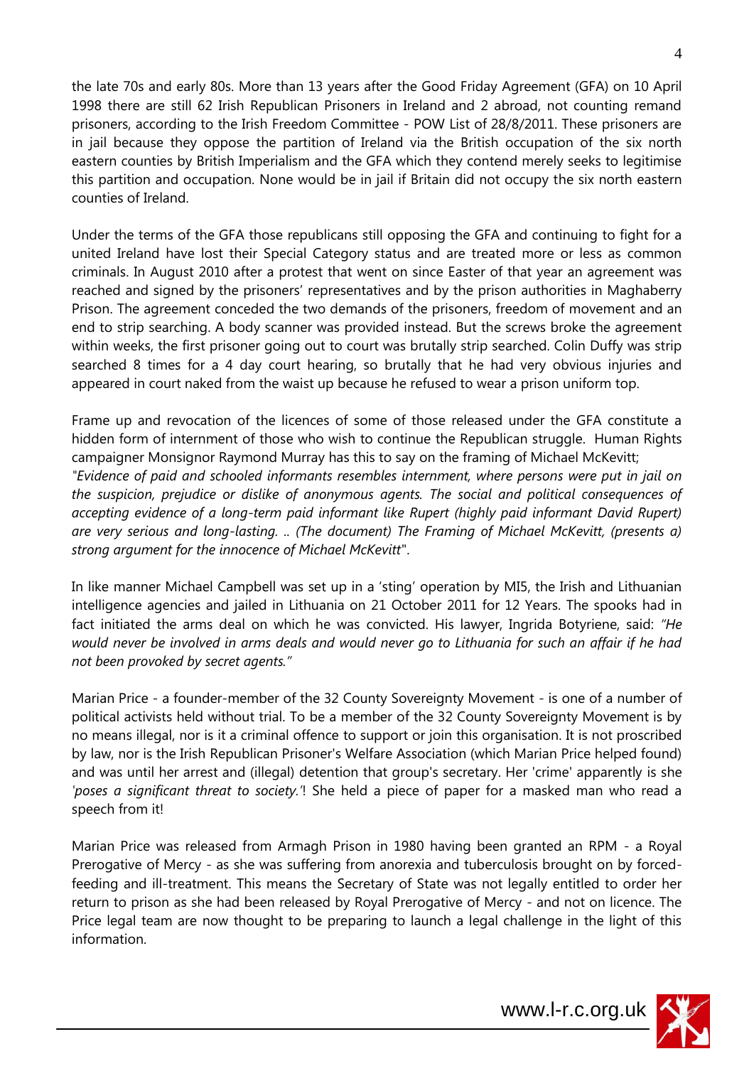the late 70s and early 80s. More than 13 years after the Good Friday Agreement (GFA) on 10 April 1998 there are still 62 Irish Republican Prisoners in Ireland and 2 abroad, not counting remand prisoners, according to the Irish Freedom Committee - POW List of 28/8/2011. These prisoners are in jail because they oppose the partition of Ireland via the British occupation of the six north eastern counties by British Imperialism and the GFA which they contend merely seeks to legitimise this partition and occupation. None would be in jail if Britain did not occupy the six north eastern counties of Ireland.

Under the terms of the GFA those republicans still opposing the GFA and continuing to fight for a united Ireland have lost their Special Category status and are treated more or less as common criminals. In August 2010 after a protest that went on since Easter of that year an agreement was reached and signed by the prisoners' representatives and by the prison authorities in Maghaberry Prison. The agreement conceded the two demands of the prisoners, freedom of movement and an end to strip searching. A body scanner was provided instead. But the screws broke the agreement within weeks, the first prisoner going out to court was brutally strip searched. Colin Duffy was strip searched 8 times for a 4 day court hearing, so brutally that he had very obvious injuries and appeared in court naked from the waist up because he refused to wear a prison uniform top.

Frame up and revocation of the licences of some of those released under the GFA constitute a hidden form of internment of those who wish to continue the Republican struggle. Human Rights campaigner Monsignor Raymond Murray has this to say on the framing of Michael McKevitt;
*"Evidence of paid and schooled informants resembles internment, where persons were put in jail on the suspicion, prejudice or dislike of anonymous agents. The social and political consequences of accepting evidence of a long-term paid informant like Rupert (highly paid informant David Rupert) are very serious and long-lasting. .. (The document) The Framing of Michael McKevitt, (presents a) strong argument for the innocence of Michael McKevitt*".

In like manner Michael Campbell was set up in a 'sting' operation by MI5, the Irish and Lithuanian intelligence agencies and jailed in Lithuania on 21 October 2011 for 12 Years. The spooks had in fact initiated the arms deal on which he was convicted. His lawyer, Ingrida Botyriene, said: *"He would never be involved in arms deals and would never go to Lithuania for such an affair if he had not been provoked by secret agents."*

Marian Price - a founder-member of the 32 County Sovereignty Movement - is one of a number of political activists held without trial. To be a member of the 32 County Sovereignty Movement is by no means illegal, nor is it a criminal offence to support or join this organisation. It is not proscribed by law, nor is the Irish Republican Prisoner's Welfare Association (which Marian Price helped found) and was until her arrest and (illegal) detention that group's secretary. Her 'crime' apparently is she *'poses a significant threat to society.'*! She held a piece of paper for a masked man who read a speech from it!

Marian Price was released from Armagh Prison in 1980 having been granted an RPM - a Royal Prerogative of Mercy - as she was suffering from anorexia and tuberculosis brought on by forced-feeding and ill-treatment. This means the Secretary of State was not legally entitled to order her return to prison as she had been released by Royal Prerogative of Mercy - and not on licence. The Price legal team are now thought to be preparing to launch a legal challenge in the light of this information.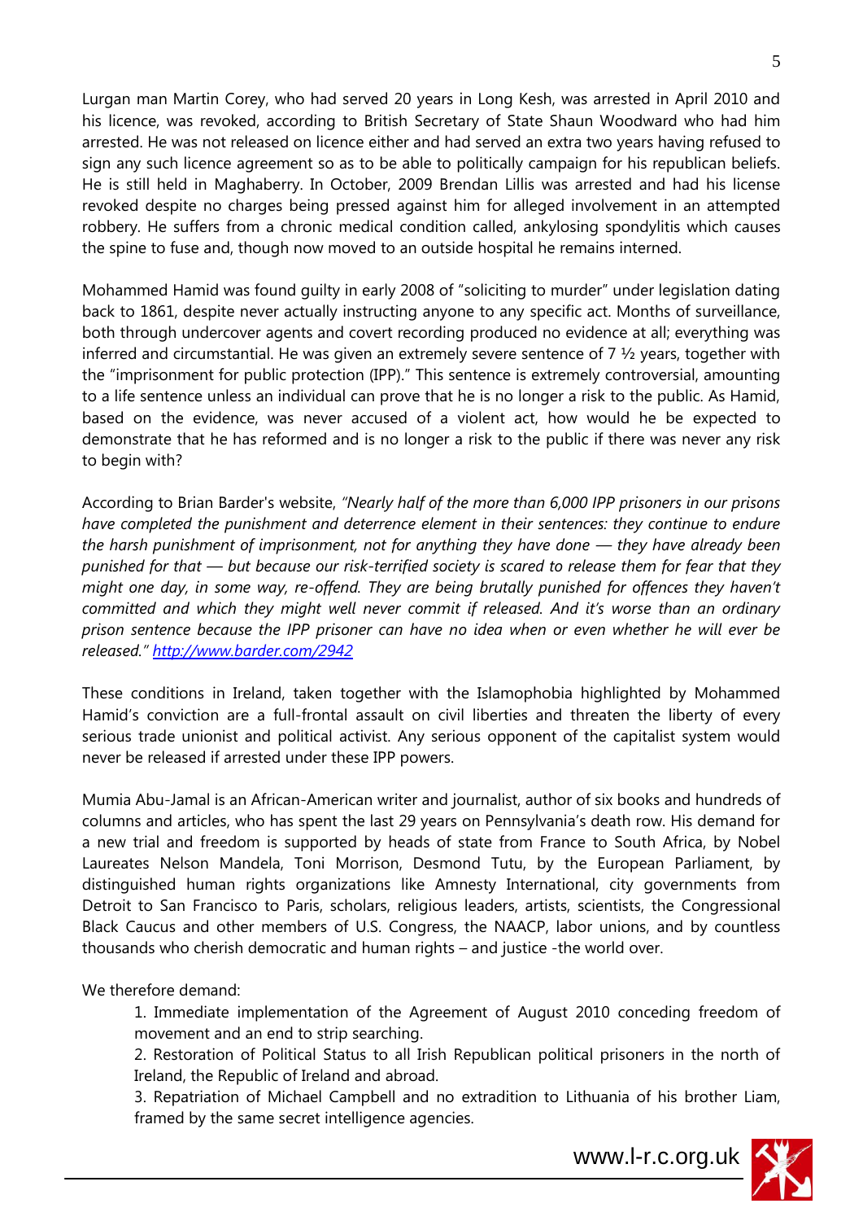Lurgan man Martin Corey, who had served 20 years in Long Kesh, was arrested in April 2010 and his licence, was revoked, according to British Secretary of State Shaun Woodward who had him arrested. He was not released on licence either and had served an extra two years having refused to sign any such licence agreement so as to be able to politically campaign for his republican beliefs. He is still held in Maghaberry. In October, 2009 Brendan Lillis was arrested and had his license revoked despite no charges being pressed against him for alleged involvement in an attempted robbery. He suffers from a chronic medical condition called, ankylosing spondylitis which causes the spine to fuse and, though now moved to an outside hospital he remains interned.

Mohammed Hamid was found guilty in early 2008 of "soliciting to murder" under legislation dating back to 1861, despite never actually instructing anyone to any specific act. Months of surveillance, both through undercover agents and covert recording produced no evidence at all; everything was inferred and circumstantial. He was given an extremely severe sentence of 7 ½ years, together with the "imprisonment for public protection (IPP)." This sentence is extremely controversial, amounting to a life sentence unless an individual can prove that he is no longer a risk to the public. As Hamid, based on the evidence, was never accused of a violent act, how would he be expected to demonstrate that he has reformed and is no longer a risk to the public if there was never any risk to begin with?

According to Brian Barder's website, *"Nearly half of the more than 6,000 IPP prisoners in our prisons have completed the punishment and deterrence element in their sentences: they continue to endure the harsh punishment of imprisonment, not for anything they have done — they have already been punished for that — but because our risk-terrified society is scared to release them for fear that they might one day, in some way, re-offend. They are being brutally punished for offences they haven't committed and which they might well never commit if released. And it's worse than an ordinary prison sentence because the IPP prisoner can have no idea when or even whether he will ever be released."* http://www.barder.com/2942

These conditions in Ireland, taken together with the Islamophobia highlighted by Mohammed Hamid's conviction are a full-frontal assault on civil liberties and threaten the liberty of every serious trade unionist and political activist. Any serious opponent of the capitalist system would never be released if arrested under these IPP powers.

Mumia Abu-Jamal is an African-American writer and journalist, author of six books and hundreds of columns and articles, who has spent the last 29 years on Pennsylvania's death row. His demand for a new trial and freedom is supported by heads of state from France to South Africa, by Nobel Laureates Nelson Mandela, Toni Morrison, Desmond Tutu, by the European Parliament, by distinguished human rights organizations like Amnesty International, city governments from Detroit to San Francisco to Paris, scholars, religious leaders, artists, scientists, the Congressional Black Caucus and other members of U.S. Congress, the NAACP, labor unions, and by countless thousands who cherish democratic and human rights – and justice -the world over.

We therefore demand:

1. Immediate implementation of the Agreement of August 2010 conceding freedom of movement and an end to strip searching.
2. Restoration of Political Status to all Irish Republican political prisoners in the north of Ireland, the Republic of Ireland and abroad.
3. Repatriation of Michael Campbell and no extradition to Lithuania of his brother Liam, framed by the same secret intelligence agencies.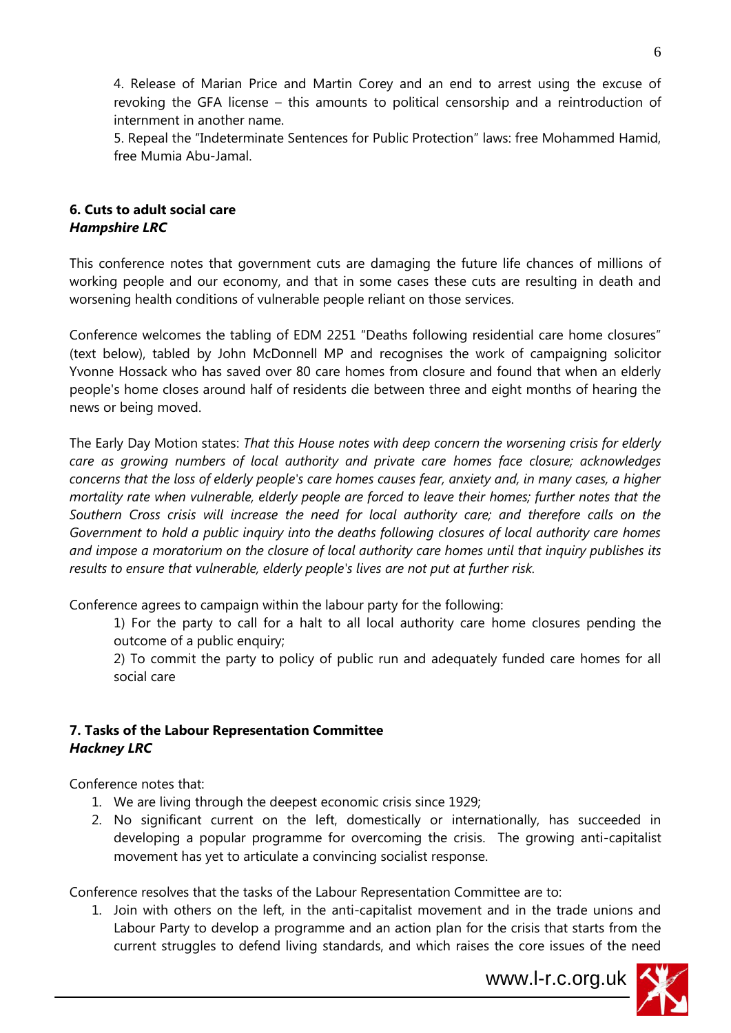4. Release of Marian Price and Martin Corey and an end to arrest using the excuse of revoking the GFA license – this amounts to political censorship and a reintroduction of internment in another name.

5. Repeal the "Indeterminate Sentences for Public Protection" laws: free Mohammed Hamid, free Mumia Abu-Jamal.

### 6. Cuts to adult social care
***Hampshire LRC***

This conference notes that government cuts are damaging the future life chances of millions of working people and our economy, and that in some cases these cuts are resulting in death and worsening health conditions of vulnerable people reliant on those services.

Conference welcomes the tabling of EDM 2251 "Deaths following residential care home closures" (text below), tabled by John McDonnell MP and recognises the work of campaigning solicitor Yvonne Hossack who has saved over 80 care homes from closure and found that when an elderly people's home closes around half of residents die between three and eight months of hearing the news or being moved.

The Early Day Motion states: *That this House notes with deep concern the worsening crisis for elderly care as growing numbers of local authority and private care homes face closure; acknowledges concerns that the loss of elderly people's care homes causes fear, anxiety and, in many cases, a higher mortality rate when vulnerable, elderly people are forced to leave their homes; further notes that the Southern Cross crisis will increase the need for local authority care; and therefore calls on the Government to hold a public inquiry into the deaths following closures of local authority care homes and impose a moratorium on the closure of local authority care homes until that inquiry publishes its results to ensure that vulnerable, elderly people's lives are not put at further risk.*

Conference agrees to campaign within the labour party for the following:

1) For the party to call for a halt to all local authority care home closures pending the outcome of a public enquiry;

2) To commit the party to policy of public run and adequately funded care homes for all social care

### 7. Tasks of the Labour Representation Committee
***Hackney LRC***

Conference notes that:

1. We are living through the deepest economic crisis since 1929;
2. No significant current on the left, domestically or internationally, has succeeded in developing a popular programme for overcoming the crisis. The growing anti-capitalist movement has yet to articulate a convincing socialist response.

Conference resolves that the tasks of the Labour Representation Committee are to:

1. Join with others on the left, in the anti-capitalist movement and in the trade unions and Labour Party to develop a programme and an action plan for the crisis that starts from the current struggles to defend living standards, and which raises the core issues of the need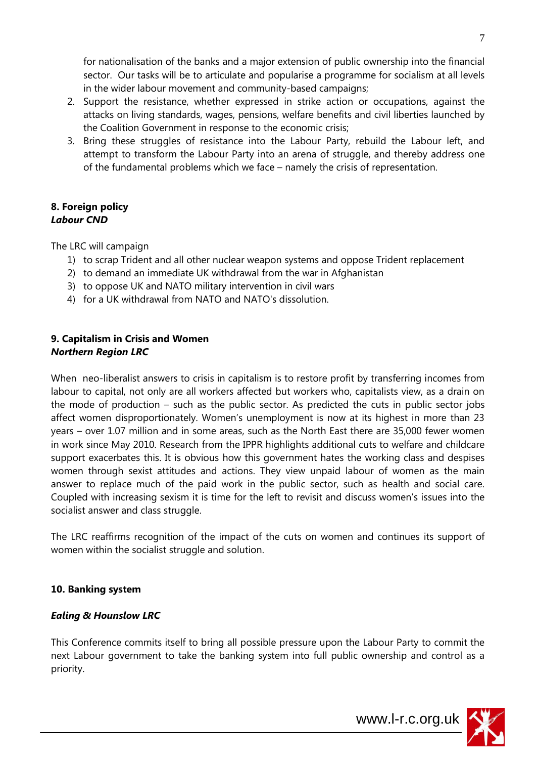for nationalisation of the banks and a major extension of public ownership into the financial sector. Our tasks will be to articulate and popularise a programme for socialism at all levels in the wider labour movement and community-based campaigns;

2. Support the resistance, whether expressed in strike action or occupations, against the attacks on living standards, wages, pensions, welfare benefits and civil liberties launched by the Coalition Government in response to the economic crisis;
3. Bring these struggles of resistance into the Labour Party, rebuild the Labour left, and attempt to transform the Labour Party into an arena of struggle, and thereby address one of the fundamental problems which we face – namely the crisis of representation.

**8. Foreign policy**
***Labour CND***

The LRC will campaign

1) to scrap Trident and all other nuclear weapon systems and oppose Trident replacement
2) to demand an immediate UK withdrawal from the war in Afghanistan
3) to oppose UK and NATO military intervention in civil wars
4) for a UK withdrawal from NATO and NATO's dissolution.

**9. Capitalism in Crisis and Women**
***Northern Region LRC***

When neo-liberalist answers to crisis in capitalism is to restore profit by transferring incomes from labour to capital, not only are all workers affected but workers who, capitalists view, as a drain on the mode of production – such as the public sector. As predicted the cuts in public sector jobs affect women disproportionately. Women's unemployment is now at its highest in more than 23 years – over 1.07 million and in some areas, such as the North East there are 35,000 fewer women in work since May 2010. Research from the IPPR highlights additional cuts to welfare and childcare support exacerbates this. It is obvious how this government hates the working class and despises women through sexist attitudes and actions. They view unpaid labour of women as the main answer to replace much of the paid work in the public sector, such as health and social care. Coupled with increasing sexism it is time for the left to revisit and discuss women's issues into the socialist answer and class struggle.

The LRC reaffirms recognition of the impact of the cuts on women and continues its support of women within the socialist struggle and solution.

**10. Banking system**

***Ealing & Hounslow LRC***

This Conference commits itself to bring all possible pressure upon the Labour Party to commit the next Labour government to take the banking system into full public ownership and control as a priority.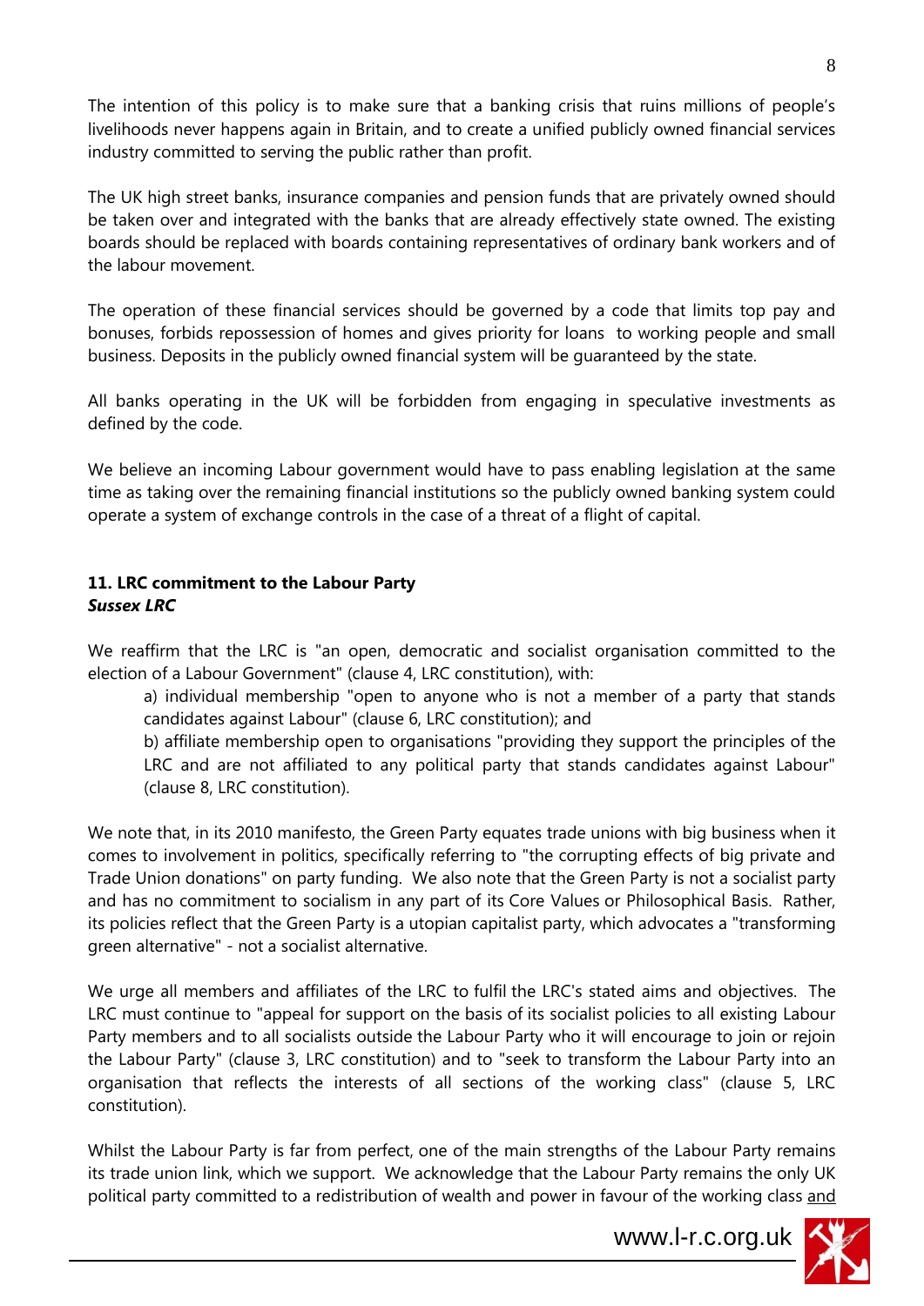The intention of this policy is to make sure that a banking crisis that ruins millions of people's livelihoods never happens again in Britain, and to create a unified publicly owned financial services industry committed to serving the public rather than profit.

The UK high street banks, insurance companies and pension funds that are privately owned should be taken over and integrated with the banks that are already effectively state owned. The existing boards should be replaced with boards containing representatives of ordinary bank workers and of the labour movement.

The operation of these financial services should be governed by a code that limits top pay and bonuses, forbids repossession of homes and gives priority for loans to working people and small business. Deposits in the publicly owned financial system will be guaranteed by the state.

All banks operating in the UK will be forbidden from engaging in speculative investments as defined by the code.

We believe an incoming Labour government would have to pass enabling legislation at the same time as taking over the remaining financial institutions so the publicly owned banking system could operate a system of exchange controls in the case of a threat of a flight of capital.

## 11. LRC commitment to the Labour Party
***Sussex LRC***

We reaffirm that the LRC is "an open, democratic and socialist organisation committed to the election of a Labour Government" (clause 4, LRC constitution), with:

a) individual membership "open to anyone who is not a member of a party that stands candidates against Labour" (clause 6, LRC constitution); and

b) affiliate membership open to organisations "providing they support the principles of the LRC and are not affiliated to any political party that stands candidates against Labour" (clause 8, LRC constitution).

We note that, in its 2010 manifesto, the Green Party equates trade unions with big business when it comes to involvement in politics, specifically referring to "the corrupting effects of big private and Trade Union donations" on party funding. We also note that the Green Party is not a socialist party and has no commitment to socialism in any part of its Core Values or Philosophical Basis. Rather, its policies reflect that the Green Party is a utopian capitalist party, which advocates a "transforming green alternative" - not a socialist alternative.

We urge all members and affiliates of the LRC to fulfil the LRC's stated aims and objectives. The LRC must continue to "appeal for support on the basis of its socialist policies to all existing Labour Party members and to all socialists outside the Labour Party who it will encourage to join or rejoin the Labour Party" (clause 3, LRC constitution) and to "seek to transform the Labour Party into an organisation that reflects the interests of all sections of the working class" (clause 5, LRC constitution).

Whilst the Labour Party is far from perfect, one of the main strengths of the Labour Party remains its trade union link, which we support. We acknowledge that the Labour Party remains the only UK political party committed to a redistribution of wealth and power in favour of the working class <u>and</u>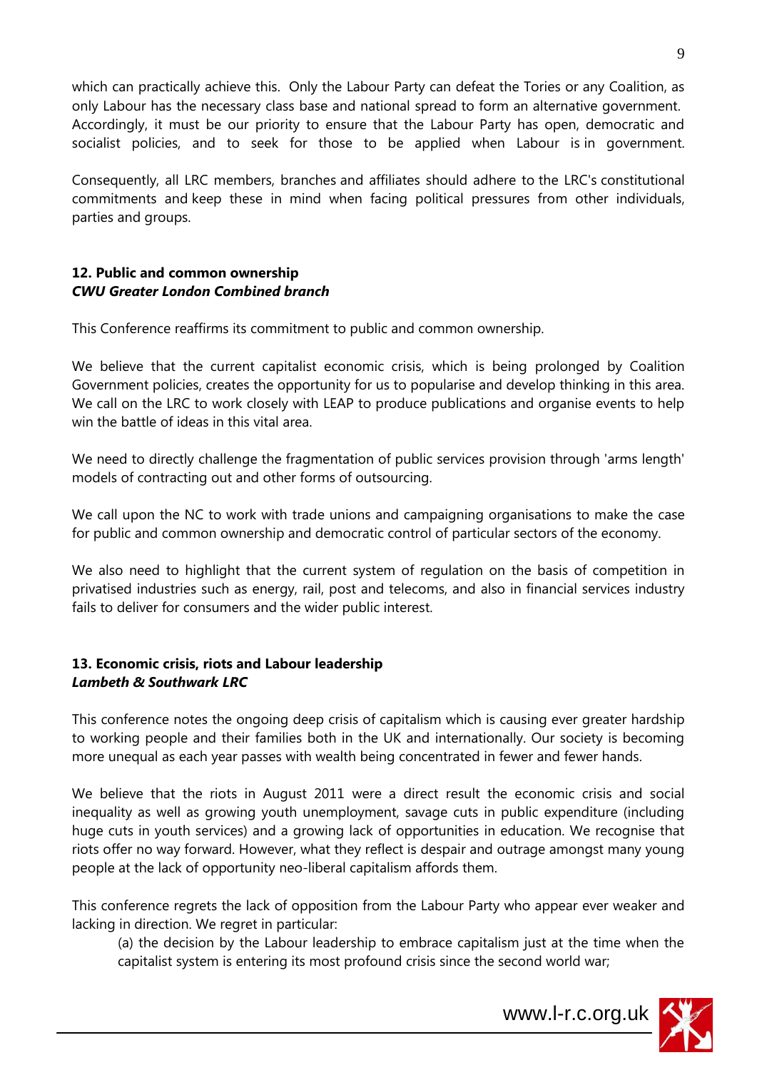which can practically achieve this. Only the Labour Party can defeat the Tories or any Coalition, as only Labour has the necessary class base and national spread to form an alternative government. Accordingly, it must be our priority to ensure that the Labour Party has open, democratic and socialist policies, and to seek for those to be applied when Labour is in government.

Consequently, all LRC members, branches and affiliates should adhere to the LRC's constitutional commitments and keep these in mind when facing political pressures from other individuals, parties and groups.

### 12. Public and common ownership
***CWU Greater London Combined branch***

This Conference reaffirms its commitment to public and common ownership.

We believe that the current capitalist economic crisis, which is being prolonged by Coalition Government policies, creates the opportunity for us to popularise and develop thinking in this area. We call on the LRC to work closely with LEAP to produce publications and organise events to help win the battle of ideas in this vital area.

We need to directly challenge the fragmentation of public services provision through 'arms length' models of contracting out and other forms of outsourcing.

We call upon the NC to work with trade unions and campaigning organisations to make the case for public and common ownership and democratic control of particular sectors of the economy.

We also need to highlight that the current system of regulation on the basis of competition in privatised industries such as energy, rail, post and telecoms, and also in financial services industry fails to deliver for consumers and the wider public interest.

### 13. Economic crisis, riots and Labour leadership
***Lambeth & Southwark LRC***

This conference notes the ongoing deep crisis of capitalism which is causing ever greater hardship to working people and their families both in the UK and internationally. Our society is becoming more unequal as each year passes with wealth being concentrated in fewer and fewer hands.

We believe that the riots in August 2011 were a direct result the economic crisis and social inequality as well as growing youth unemployment, savage cuts in public expenditure (including huge cuts in youth services) and a growing lack of opportunities in education. We recognise that riots offer no way forward. However, what they reflect is despair and outrage amongst many young people at the lack of opportunity neo-liberal capitalism affords them.

This conference regrets the lack of opposition from the Labour Party who appear ever weaker and lacking in direction. We regret in particular:

(a) the decision by the Labour leadership to embrace capitalism just at the time when the capitalist system is entering its most profound crisis since the second world war;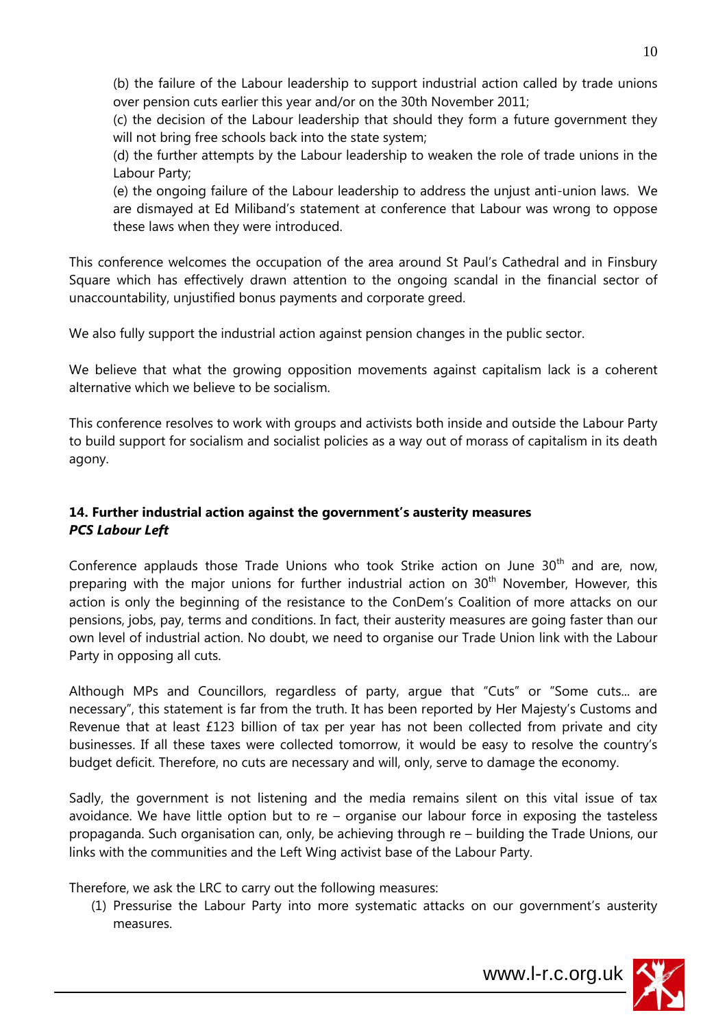(b) the failure of the Labour leadership to support industrial action called by trade unions over pension cuts earlier this year and/or on the 30th November 2011;
(c) the decision of the Labour leadership that should they form a future government they will not bring free schools back into the state system;
(d) the further attempts by the Labour leadership to weaken the role of trade unions in the Labour Party;
(e) the ongoing failure of the Labour leadership to address the unjust anti-union laws. We are dismayed at Ed Miliband's statement at conference that Labour was wrong to oppose these laws when they were introduced.

This conference welcomes the occupation of the area around St Paul's Cathedral and in Finsbury Square which has effectively drawn attention to the ongoing scandal in the financial sector of unaccountability, unjustified bonus payments and corporate greed.

We also fully support the industrial action against pension changes in the public sector.

We believe that what the growing opposition movements against capitalism lack is a coherent alternative which we believe to be socialism.

This conference resolves to work with groups and activists both inside and outside the Labour Party to build support for socialism and socialist policies as a way out of morass of capitalism in its death agony.

### 14. Further industrial action against the government's austerity measures
***PCS Labour Left***

Conference applauds those Trade Unions who took Strike action on June 30th and are, now, preparing with the major unions for further industrial action on 30th November, However, this action is only the beginning of the resistance to the ConDem's Coalition of more attacks on our pensions, jobs, pay, terms and conditions. In fact, their austerity measures are going faster than our own level of industrial action. No doubt, we need to organise our Trade Union link with the Labour Party in opposing all cuts.

Although MPs and Councillors, regardless of party, argue that "Cuts" or "Some cuts... are necessary", this statement is far from the truth. It has been reported by Her Majesty's Customs and Revenue that at least £123 billion of tax per year has not been collected from private and city businesses. If all these taxes were collected tomorrow, it would be easy to resolve the country's budget deficit. Therefore, no cuts are necessary and will, only, serve to damage the economy.

Sadly, the government is not listening and the media remains silent on this vital issue of tax avoidance. We have little option but to re – organise our labour force in exposing the tasteless propaganda. Such organisation can, only, be achieving through re – building the Trade Unions, our links with the communities and the Left Wing activist base of the Labour Party.

Therefore, we ask the LRC to carry out the following measures:

1. Pressurise the Labour Party into more systematic attacks on our government's austerity measures.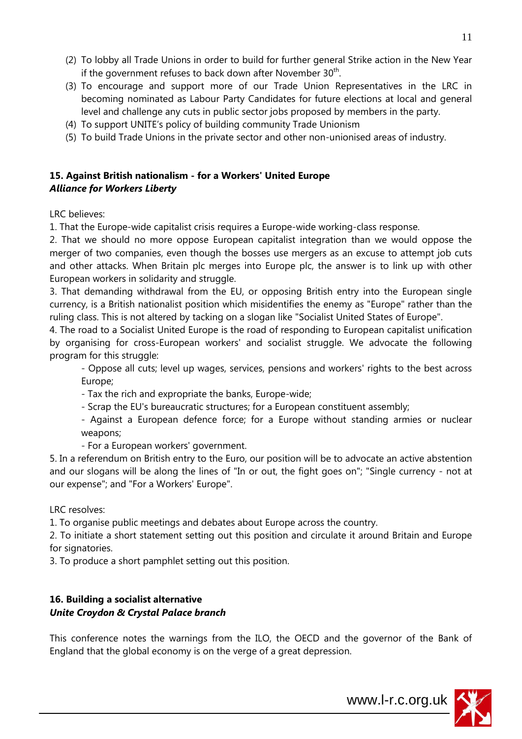(2) To lobby all Trade Unions in order to build for further general Strike action in the New Year if the government refuses to back down after November 30th.
(3) To encourage and support more of our Trade Union Representatives in the LRC in becoming nominated as Labour Party Candidates for future elections at local and general level and challenge any cuts in public sector jobs proposed by members in the party.
(4) To support UNITE's policy of building community Trade Unionism
(5) To build Trade Unions in the private sector and other non-unionised areas of industry.

### 15. Against British nationalism - for a Workers' United Europe

***Alliance for Workers Liberty***

LRC believes:

1. That the Europe-wide capitalist crisis requires a Europe-wide working-class response.
2. That we should no more oppose European capitalist integration than we would oppose the merger of two companies, even though the bosses use mergers as an excuse to attempt job cuts and other attacks. When Britain plc merges into Europe plc, the answer is to link up with other European workers in solidarity and struggle.
3. That demanding withdrawal from the EU, or opposing British entry into the European single currency, is a British nationalist position which misidentifies the enemy as "Europe" rather than the ruling class. This is not altered by tacking on a slogan like "Socialist United States of Europe".
4. The road to a Socialist United Europe is the road of responding to European capitalist unification by organising for cross-European workers' and socialist struggle. We advocate the following program for this struggle:
   - Oppose all cuts; level up wages, services, pensions and workers' rights to the best across Europe;
   - Tax the rich and expropriate the banks, Europe-wide;
   - Scrap the EU's bureaucratic structures; for a European constituent assembly;
   - Against a European defence force; for a Europe without standing armies or nuclear weapons;
   - For a European workers' government.
5. In a referendum on British entry to the Euro, our position will be to advocate an active abstention and our slogans will be along the lines of "In or out, the fight goes on"; "Single currency - not at our expense"; and "For a Workers' Europe".

LRC resolves:

1. To organise public meetings and debates about Europe across the country.
2. To initiate a short statement setting out this position and circulate it around Britain and Europe for signatories.
3. To produce a short pamphlet setting out this position.

### 16. Building a socialist alternative

***Unite Croydon & Crystal Palace branch***

This conference notes the warnings from the ILO, the OECD and the governor of the Bank of England that the global economy is on the verge of a great depression.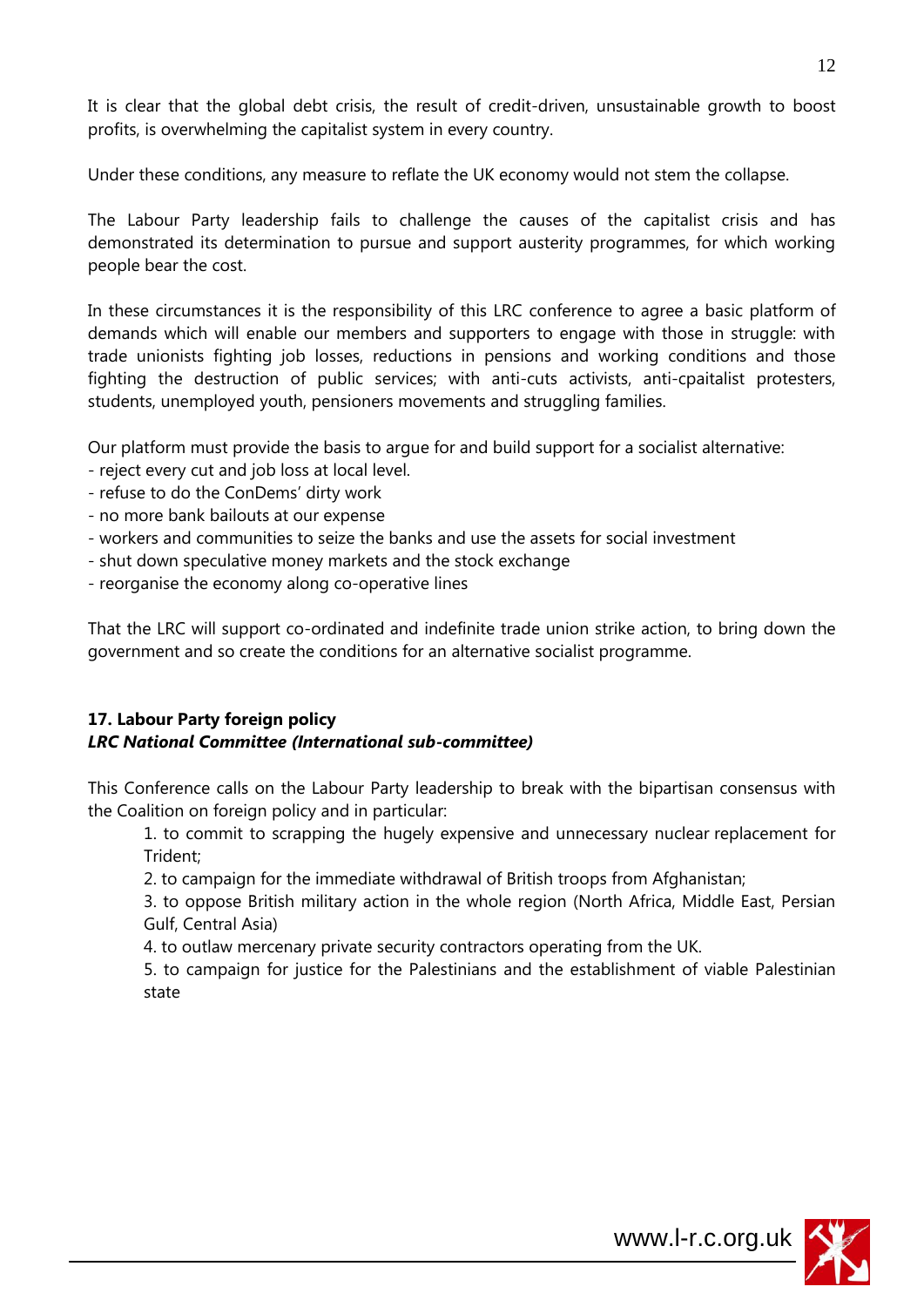It is clear that the global debt crisis, the result of credit-driven, unsustainable growth to boost profits, is overwhelming the capitalist system in every country.

Under these conditions, any measure to reflate the UK economy would not stem the collapse.

The Labour Party leadership fails to challenge the causes of the capitalist crisis and has demonstrated its determination to pursue and support austerity programmes, for which working people bear the cost.

In these circumstances it is the responsibility of this LRC conference to agree a basic platform of demands which will enable our members and supporters to engage with those in struggle: with trade unionists fighting job losses, reductions in pensions and working conditions and those fighting the destruction of public services; with anti-cuts activists, anti-cpaitalist protesters, students, unemployed youth, pensioners movements and struggling families.

Our platform must provide the basis to argue for and build support for a socialist alternative:
- reject every cut and job loss at local level.
- refuse to do the ConDems' dirty work
- no more bank bailouts at our expense
- workers and communities to seize the banks and use the assets for social investment
- shut down speculative money markets and the stock exchange
- reorganise the economy along co-operative lines

That the LRC will support co-ordinated and indefinite trade union strike action, to bring down the government and so create the conditions for an alternative socialist programme.

**17. Labour Party foreign policy**
***LRC National Committee (International sub-committee)***

This Conference calls on the Labour Party leadership to break with the bipartisan consensus with the Coalition on foreign policy and in particular:

1. to commit to scrapping the hugely expensive and unnecessary nuclear replacement for Trident;
2. to campaign for the immediate withdrawal of British troops from Afghanistan;
3. to oppose British military action in the whole region (North Africa, Middle East, Persian Gulf, Central Asia)
4. to outlaw mercenary private security contractors operating from the UK.
5. to campaign for justice for the Palestinians and the establishment of viable Palestinian state